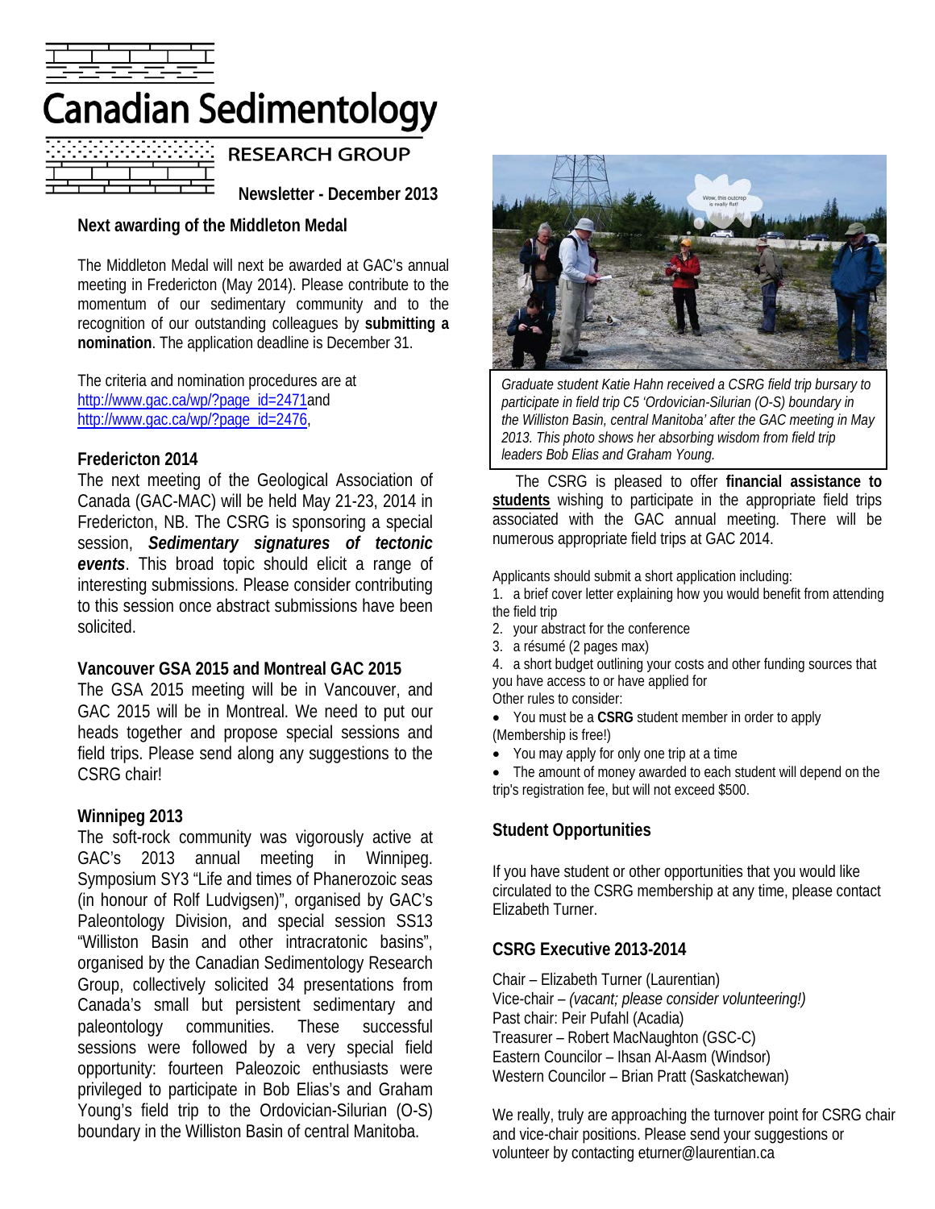# Canadian Sedimentology

## RESEARCH GROUP

**Newsletter - December 2013**

### Next awarding of the Middleton Medal

The Middleton Medal will next be awarded at GAC's annual meeting in Fredericton (May 2014). Please contribute to the momentum of our sedimentary community and to the recognition of our outstanding colleagues by **submitting a nomination**. The application deadline is December 31.

The criteria and nomination procedures are at http://www.gac.ca/wp/?page_id=2471and http://www.gac.ca/wp/?page_id=2476,

### Fredericton 2014

The next meeting of the Geological Association of Canada (GAC-MAC) will be held May 21-23, 2014 in Fredericton, NB. The CSRG is sponsoring a special session, ***Sedimentary signatures of tectonic events***. This broad topic should elicit a range of interesting submissions. Please consider contributing to this session once abstract submissions have been solicited.

### Vancouver GSA 2015 and Montreal GAC 2015

The GSA 2015 meeting will be in Vancouver, and GAC 2015 will be in Montreal. We need to put our heads together and propose special sessions and field trips. Please send along any suggestions to the CSRG chair!

### Winnipeg 2013

The soft-rock community was vigorously active at GAC's 2013 annual meeting in Winnipeg. Symposium SY3 "Life and times of Phanerozoic seas (in honour of Rolf Ludvigsen)", organised by GAC's Paleontology Division, and special session SS13 "Williston Basin and other intracratonic basins", organised by the Canadian Sedimentology Research Group, collectively solicited 34 presentations from Canada's small but persistent sedimentary and paleontology communities. These successful sessions were followed by a very special field opportunity: fourteen Paleozoic enthusiasts were privileged to participate in Bob Elias's and Graham Young's field trip to the Ordovician-Silurian (O-S) boundary in the Williston Basin of central Manitoba.

*Graduate student Katie Hahn received a CSRG field trip bursary to participate in field trip C5 'Ordovician-Silurian (O-S) boundary in the Williston Basin, central Manitoba' after the GAC meeting in May 2013. This photo shows her absorbing wisdom from field trip leaders Bob Elias and Graham Young.*

The CSRG is pleased to offer **financial assistance to students** wishing to participate in the appropriate field trips associated with the GAC annual meeting. There will be numerous appropriate field trips at GAC 2014.

Applicants should submit a short application including:

1. a brief cover letter explaining how you would benefit from attending the field trip
2. your abstract for the conference
3. a résumé (2 pages max)
4. a short budget outlining your costs and other funding sources that you have access to or have applied for

Other rules to consider:

- You must be a **CSRG** student member in order to apply (Membership is free!)
- You may apply for only one trip at a time
- The amount of money awarded to each student will depend on the trip's registration fee, but will not exceed $500.

### Student Opportunities

If you have student or other opportunities that you would like circulated to the CSRG membership at any time, please contact Elizabeth Turner.

### CSRG Executive 2013-2014

Chair – Elizabeth Turner (Laurentian)
Vice-chair – *(vacant; please consider volunteering!)*
Past chair: Peir Pufahl (Acadia)
Treasurer – Robert MacNaughton (GSC-C)
Eastern Councilor – Ihsan Al-Aasm (Windsor)
Western Councilor – Brian Pratt (Saskatchewan)

We really, truly are approaching the turnover point for CSRG chair and vice-chair positions. Please send your suggestions or volunteer by contacting eturner@laurentian.ca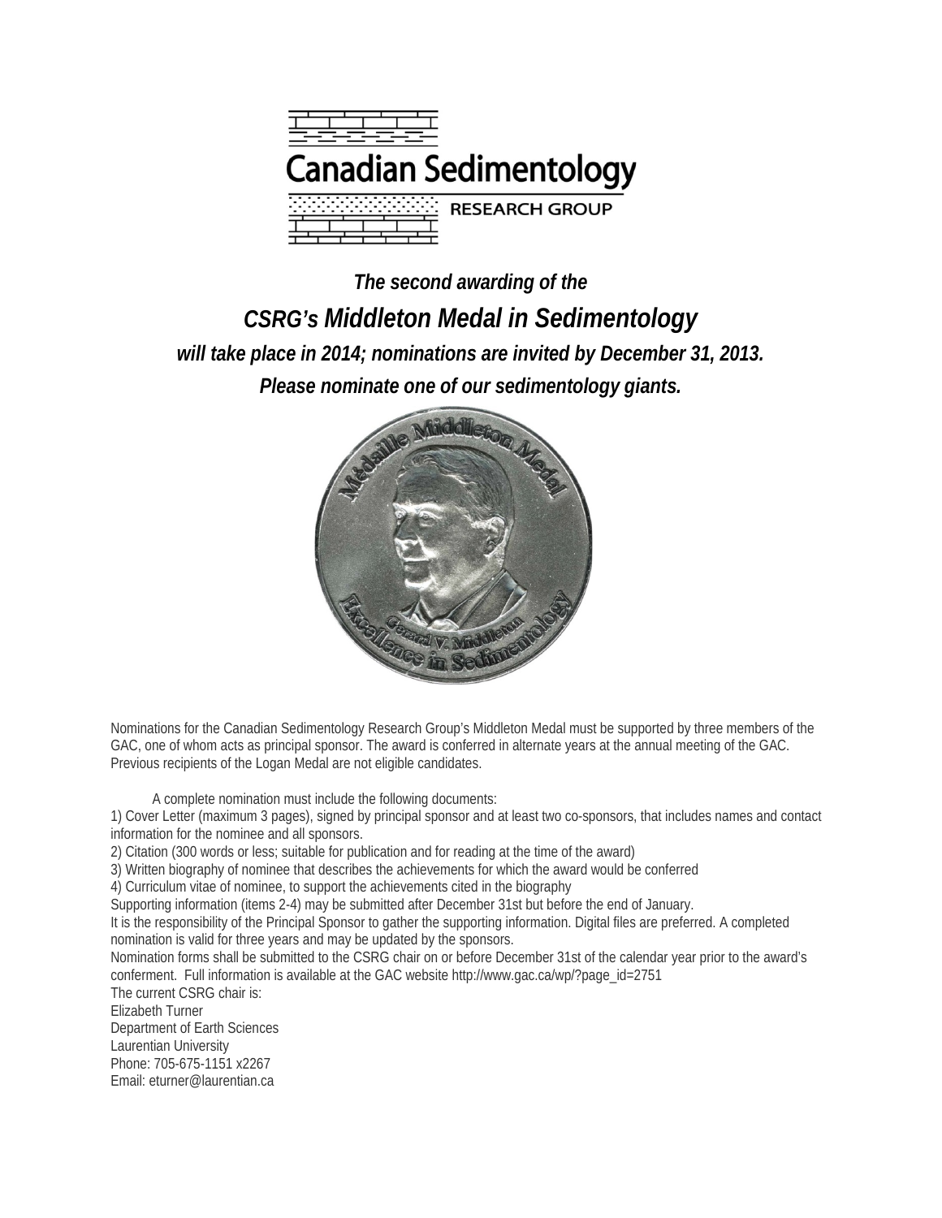Canadian Sedimentology

RESEARCH GROUP

***The second awarding of the***

## *CSRG's Middleton Medal in Sedimentology*

***will take place in 2014; nominations are invited by December 31, 2013.***

***Please nominate one of our sedimentology giants.***

Nominations for the Canadian Sedimentology Research Group's Middleton Medal must be supported by three members of the GAC, one of whom acts as principal sponsor. The award is conferred in alternate years at the annual meeting of the GAC. Previous recipients of the Logan Medal are not eligible candidates.

A complete nomination must include the following documents:

1) Cover Letter (maximum 3 pages), signed by principal sponsor and at least two co-sponsors, that includes names and contact information for the nominee and all sponsors.
2) Citation (300 words or less; suitable for publication and for reading at the time of the award)
3) Written biography of nominee that describes the achievements for which the award would be conferred
4) Curriculum vitae of nominee, to support the achievements cited in the biography

Supporting information (items 2-4) may be submitted after December 31st but before the end of January.

It is the responsibility of the Principal Sponsor to gather the supporting information. Digital files are preferred. A completed nomination is valid for three years and may be updated by the sponsors.

Nomination forms shall be submitted to the CSRG chair on or before December 31st of the calendar year prior to the award's conferment. Full information is available at the GAC website http://www.gac.ca/wp/?page_id=2751

The current CSRG chair is:
Elizabeth Turner
Department of Earth Sciences
Laurentian University
Phone: 705-675-1151 x2267
Email: eturner@laurentian.ca